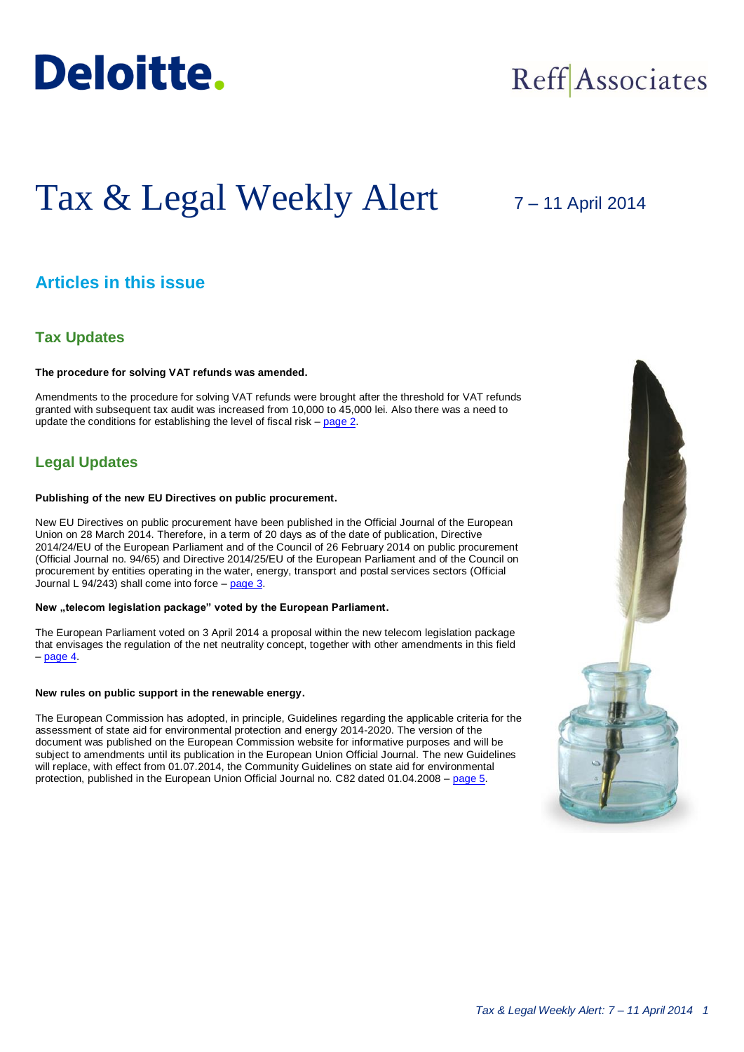Deloitte.

Reff Associates

# Tax & Legal Weekly Alert

7 – 11 April 2014

## Articles in this issue

### Tax Updates

**The procedure for solving VAT refunds was amended.**

Amendments to the procedure for solving VAT refunds were brought after the threshold for VAT refunds granted with subsequent tax audit was increased from 10,000 to 45,000 lei. Also there was a need to update the conditions for establishing the level of fiscal risk – page 2.

### Legal Updates

**Publishing of the new EU Directives on public procurement.**

New EU Directives on public procurement have been published in the Official Journal of the European Union on 28 March 2014. Therefore, in a term of 20 days as of the date of publication, Directive 2014/24/EU of the European Parliament and of the Council of 26 February 2014 on public procurement (Official Journal no. 94/65) and Directive 2014/25/EU of the European Parliament and of the Council on procurement by entities operating in the water, energy, transport and postal services sectors (Official Journal L 94/243) shall come into force – page 3.

**New „telecom legislation package" voted by the European Parliament.**

The European Parliament voted on 3 April 2014 a proposal within the new telecom legislation package that envisages the regulation of the net neutrality concept, together with other amendments in this field – page 4.

**New rules on public support in the renewable energy.**

The European Commission has adopted, in principle, Guidelines regarding the applicable criteria for the assessment of state aid for environmental protection and energy 2014-2020. The version of the document was published on the European Commission website for informative purposes and will be subject to amendments until its publication in the European Union Official Journal. The new Guidelines will replace, with effect from 01.07.2014, the Community Guidelines on state aid for environmental protection, published in the European Union Official Journal no. C82 dated 01.04.2008 – page 5.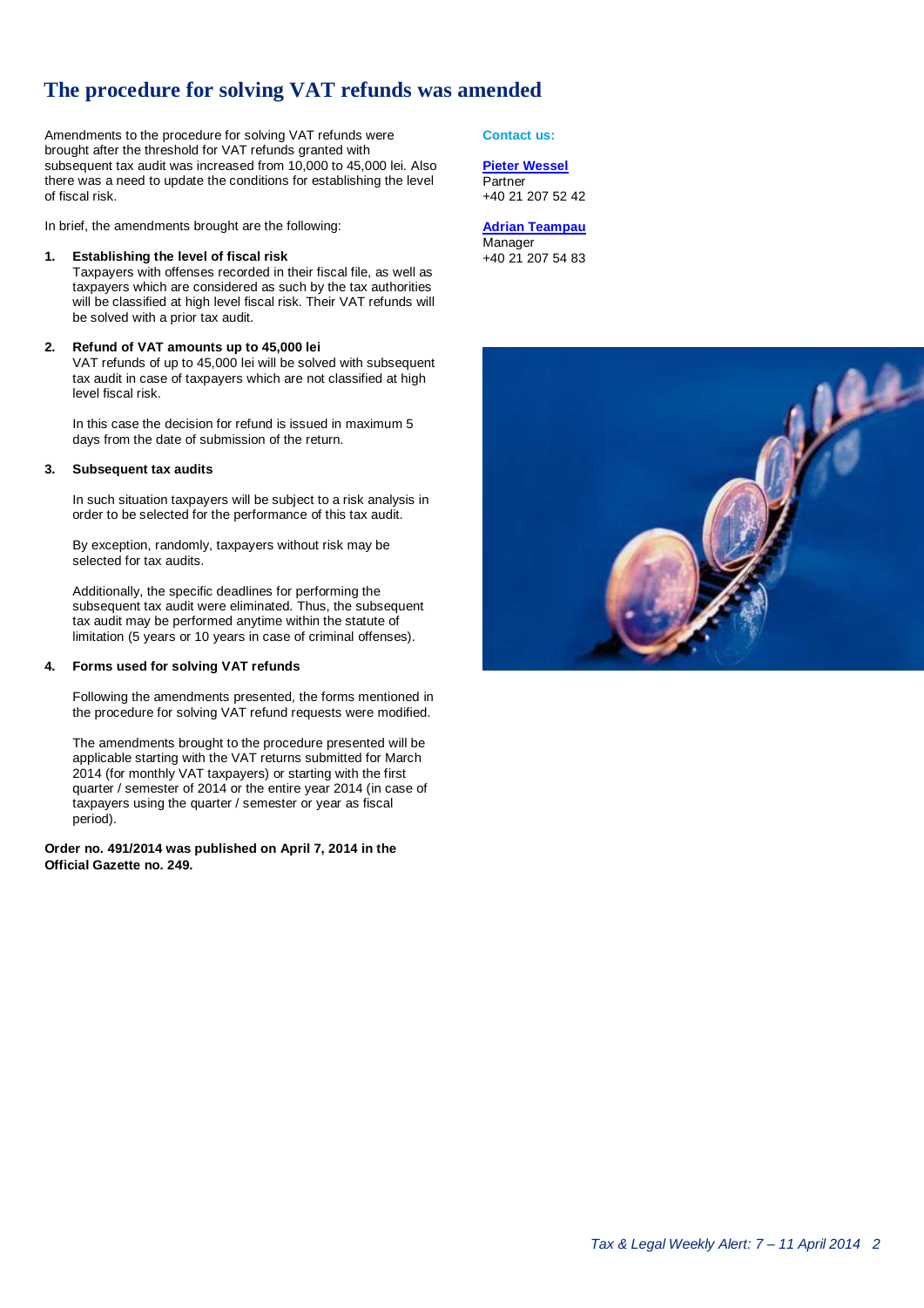# The procedure for solving VAT refunds was amended

Amendments to the procedure for solving VAT refunds were brought after the threshold for VAT refunds granted with subsequent tax audit was increased from 10,000 to 45,000 lei. Also there was a need to update the conditions for establishing the level of fiscal risk.

In brief, the amendments brought are the following:

1. **Establishing the level of fiscal risk**
   Taxpayers with offenses recorded in their fiscal file, as well as taxpayers which are considered as such by the tax authorities will be classified at high level fiscal risk. Their VAT refunds will be solved with a prior tax audit.

2. **Refund of VAT amounts up to 45,000 lei**
   VAT refunds of up to 45,000 lei will be solved with subsequent tax audit in case of taxpayers which are not classified at high level fiscal risk.

   In this case the decision for refund is issued in maximum 5 days from the date of submission of the return.

3. **Subsequent tax audits**

   In such situation taxpayers will be subject to a risk analysis in order to be selected for the performance of this tax audit.

   By exception, randomly, taxpayers without risk may be selected for tax audits.

   Additionally, the specific deadlines for performing the subsequent tax audit were eliminated. Thus, the subsequent tax audit may be performed anytime within the statute of limitation (5 years or 10 years in case of criminal offenses).

4. **Forms used for solving VAT refunds**

   Following the amendments presented, the forms mentioned in the procedure for solving VAT refund requests were modified.

   The amendments brought to the procedure presented will be applicable starting with the VAT returns submitted for March 2014 (for monthly VAT taxpayers) or starting with the first quarter / semester of 2014 or the entire year 2014 (in case of taxpayers using the quarter / semester or year as fiscal period).

**Order no. 491/2014 was published on April 7, 2014 in the Official Gazette no. 249.**

**Contact us:**

**Pieter Wessel**
Partner
+40 21 207 52 42

**Adrian Teampau**
Manager
+40 21 207 54 83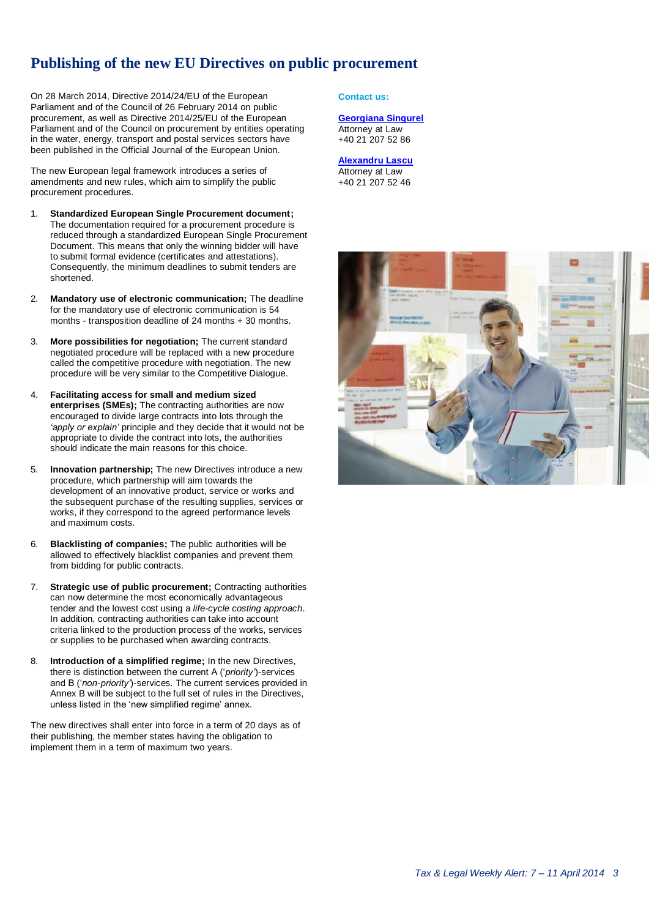# Publishing of the new EU Directives on public procurement

On 28 March 2014, Directive 2014/24/EU of the European Parliament and of the Council of 26 February 2014 on public procurement, as well as Directive 2014/25/EU of the European Parliament and of the Council on procurement by entities operating in the water, energy, transport and postal services sectors have been published in the Official Journal of the European Union.

The new European legal framework introduces a series of amendments and new rules, which aim to simplify the public procurement procedures.

1. **Standardized European Single Procurement document;** The documentation required for a procurement procedure is reduced through a standardized European Single Procurement Document. This means that only the winning bidder will have to submit formal evidence (certificates and attestations). Consequently, the minimum deadlines to submit tenders are shortened.

2. **Mandatory use of electronic communication;** The deadline for the mandatory use of electronic communication is 54 months - transposition deadline of 24 months + 30 months.

3. **More possibilities for negotiation;** The current standard negotiated procedure will be replaced with a new procedure called the competitive procedure with negotiation. The new procedure will be very similar to the Competitive Dialogue.

4. **Facilitating access for small and medium sized enterprises (SMEs);** The contracting authorities are now encouraged to divide large contracts into lots through the *'apply or explain'* principle and they decide that it would not be appropriate to divide the contract into lots, the authorities should indicate the main reasons for this choice.

5. **Innovation partnership;** The new Directives introduce a new procedure, which partnership will aim towards the development of an innovative product, service or works and the subsequent purchase of the resulting supplies, services or works, if they correspond to the agreed performance levels and maximum costs.

6. **Blacklisting of companies;** The public authorities will be allowed to effectively blacklist companies and prevent them from bidding for public contracts.

7. **Strategic use of public procurement;** Contracting authorities can now determine the most economically advantageous tender and the lowest cost using a *life-cycle costing approach*. In addition, contracting authorities can take into account criteria linked to the production process of the works, services or supplies to be purchased when awarding contracts.

8. **Introduction of a simplified regime;** In the new Directives, there is distinction between the current A ('*priority'*)-services and B ('*non-priority'*)-services. The current services provided in Annex B will be subject to the full set of rules in the Directives, unless listed in the 'new simplified regime' annex.

The new directives shall enter into force in a term of 20 days as of their publishing, the member states having the obligation to implement them in a term of maximum two years.

**Contact us:**

**Georgiana Singurel**
Attorney at Law
+40 21 207 52 86

**Alexandru Lascu**
Attorney at Law
+40 21 207 52 46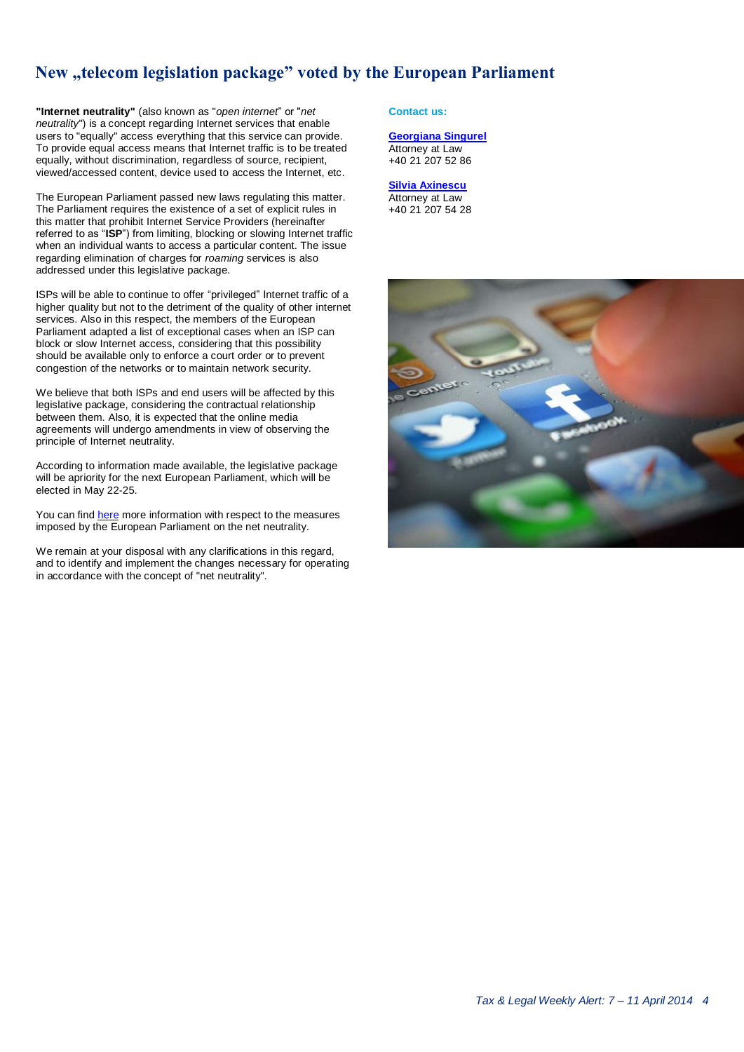# New „telecom legislation package" voted by the European Parliament

**"Internet neutrality"** (also known as "*open internet*" or "*net neutrality*") is a concept regarding Internet services that enable users to "equally" access everything that this service can provide. To provide equal access means that Internet traffic is to be treated equally, without discrimination, regardless of source, recipient, viewed/accessed content, device used to access the Internet, etc.

The European Parliament passed new laws regulating this matter. The Parliament requires the existence of a set of explicit rules in this matter that prohibit Internet Service Providers (hereinafter referred to as "**ISP**") from limiting, blocking or slowing Internet traffic when an individual wants to access a particular content. The issue regarding elimination of charges for *roaming* services is also addressed under this legislative package.

ISPs will be able to continue to offer "privileged" Internet traffic of a higher quality but not to the detriment of the quality of other internet services. Also in this respect, the members of the European Parliament adapted a list of exceptional cases when an ISP can block or slow Internet access, considering that this possibility should be available only to enforce a court order or to prevent congestion of the networks or to maintain network security.

We believe that both ISPs and end users will be affected by this legislative package, considering the contractual relationship between them. Also, it is expected that the online media agreements will undergo amendments in view of observing the principle of Internet neutrality.

According to information made available, the legislative package will be apriority for the next European Parliament, which will be elected in May 22-25.

You can find here more information with respect to the measures imposed by the European Parliament on the net neutrality.

We remain at your disposal with any clarifications in this regard, and to identify and implement the changes necessary for operating in accordance with the concept of "net neutrality".

**Contact us:**

**Georgiana Singurel**
Attorney at Law
+40 21 207 52 86

**Silvia Axinescu**
Attorney at Law
+40 21 207 54 28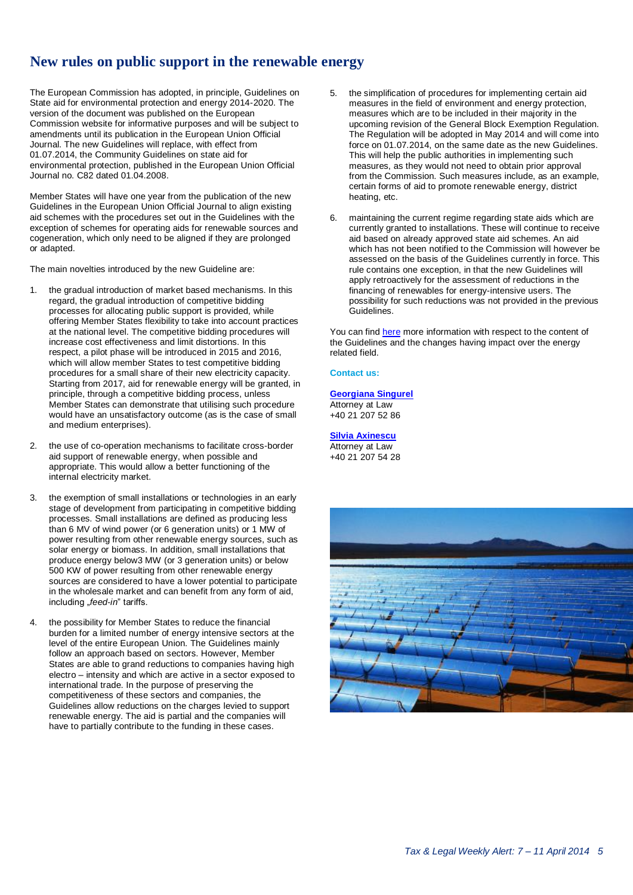# New rules on public support in the renewable energy

The European Commission has adopted, in principle, Guidelines on State aid for environmental protection and energy 2014-2020. The version of the document was published on the European Commission website for informative purposes and will be subject to amendments until its publication in the European Union Official Journal. The new Guidelines will replace, with effect from 01.07.2014, the Community Guidelines on state aid for environmental protection, published in the European Union Official Journal no. C82 dated 01.04.2008.

Member States will have one year from the publication of the new Guidelines in the European Union Official Journal to align existing aid schemes with the procedures set out in the Guidelines with the exception of schemes for operating aids for renewable sources and cogeneration, which only need to be aligned if they are prolonged or adapted.

The main novelties introduced by the new Guideline are:

1. the gradual introduction of market based mechanisms. In this regard, the gradual introduction of competitive bidding processes for allocating public support is provided, while offering Member States flexibility to take into account practices at the national level. The competitive bidding procedures will increase cost effectiveness and limit distortions. In this respect, a pilot phase will be introduced in 2015 and 2016, which will allow member States to test competitive bidding procedures for a small share of their new electricity capacity. Starting from 2017, aid for renewable energy will be granted, in principle, through a competitive bidding process, unless Member States can demonstrate that utilising such procedure would have an unsatisfactory outcome (as is the case of small and medium enterprises).

2. the use of co-operation mechanisms to facilitate cross-border aid support of renewable energy, when possible and appropriate. This would allow a better functioning of the internal electricity market.

3. the exemption of small installations or technologies in an early stage of development from participating in competitive bidding processes. Small installations are defined as producing less than 6 MV of wind power (or 6 generation units) or 1 MW of power resulting from other renewable energy sources, such as solar energy or biomass. In addition, small installations that produce energy below3 MW (or 3 generation units) or below 500 KW of power resulting from other renewable energy sources are considered to have a lower potential to participate in the wholesale market and can benefit from any form of aid, including „*feed-in*" tariffs.

4. the possibility for Member States to reduce the financial burden for a limited number of energy intensive sectors at the level of the entire European Union. The Guidelines mainly follow an approach based on sectors. However, Member States are able to grand reductions to companies having high electro – intensity and which are active in a sector exposed to international trade. In the purpose of preserving the competitiveness of these sectors and companies, the Guidelines allow reductions on the charges levied to support renewable energy. The aid is partial and the companies will have to partially contribute to the funding in these cases.

5. the simplification of procedures for implementing certain aid measures in the field of environment and energy protection, measures which are to be included in their majority in the upcoming revision of the General Block Exemption Regulation. The Regulation will be adopted in May 2014 and will come into force on 01.07.2014, on the same date as the new Guidelines. This will help the public authorities in implementing such measures, as they would not need to obtain prior approval from the Commission. Such measures include, as an example, certain forms of aid to promote renewable energy, district heating, etc.

6. maintaining the current regime regarding state aids which are currently granted to installations. These will continue to receive aid based on already approved state aid schemes. An aid which has not been notified to the Commission will however be assessed on the basis of the Guidelines currently in force. This rule contains one exception, in that the new Guidelines will apply retroactively for the assessment of reductions in the financing of renewables for energy-intensive users. The possibility for such reductions was not provided in the previous Guidelines.

You can find here more information with respect to the content of the Guidelines and the changes having impact over the energy related field.

**Contact us:**

**Georgiana Singurel**
Attorney at Law
+40 21 207 52 86

**Silvia Axinescu**
Attorney at Law
+40 21 207 54 28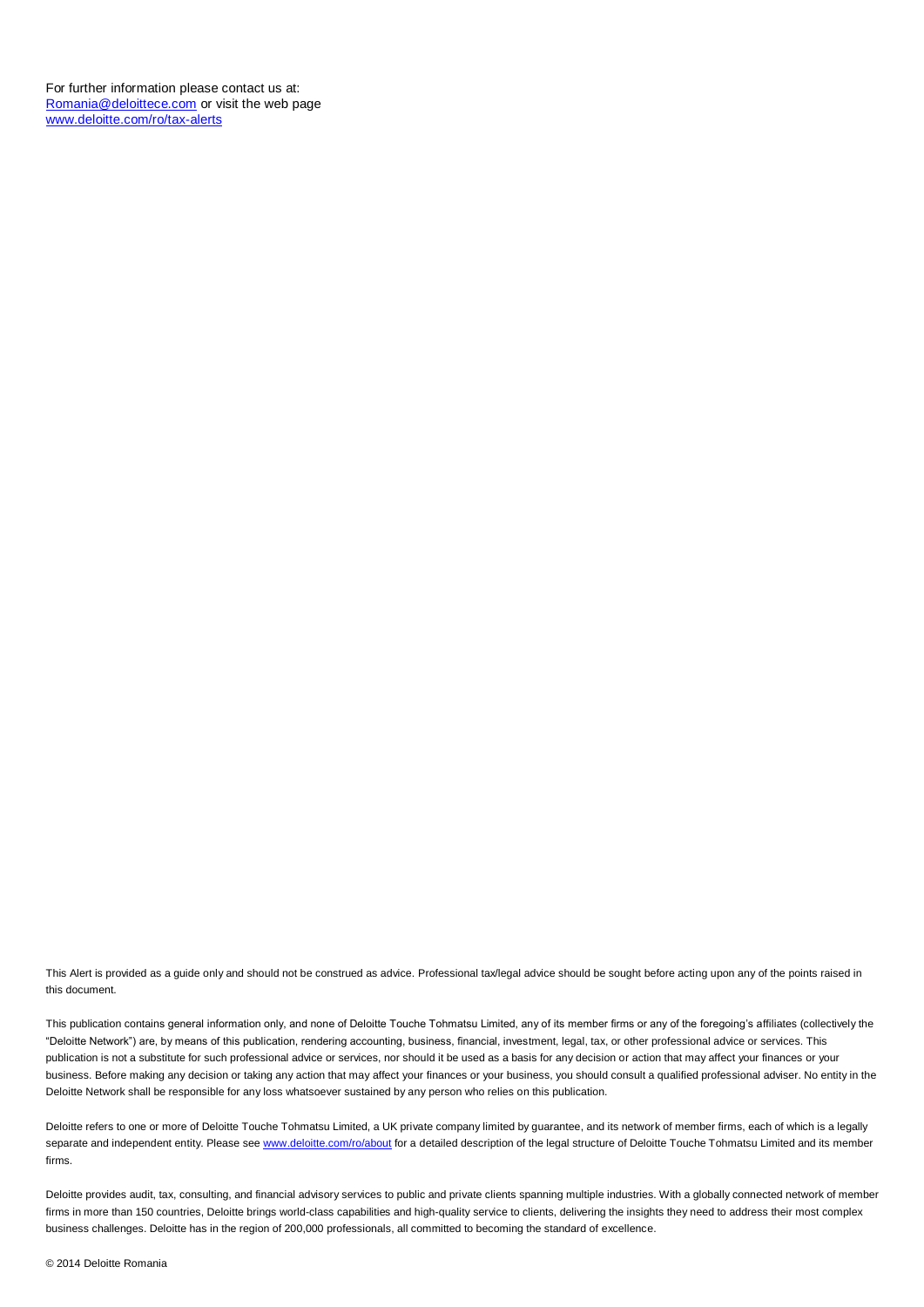For further information please contact us at:
[Romania@deloittece.com](mailto:Romania@deloittece.com) or visit the web page
[www.deloitte.com/ro/tax-alerts](http://www.deloitte.com/ro/tax-alerts)

This Alert is provided as a guide only and should not be construed as advice. Professional tax/legal advice should be sought before acting upon any of the points raised in this document.

This publication contains general information only, and none of Deloitte Touche Tohmatsu Limited, any of its member firms or any of the foregoing's affiliates (collectively the "Deloitte Network") are, by means of this publication, rendering accounting, business, financial, investment, legal, tax, or other professional advice or services. This publication is not a substitute for such professional advice or services, nor should it be used as a basis for any decision or action that may affect your finances or your business. Before making any decision or taking any action that may affect your finances or your business, you should consult a qualified professional adviser. No entity in the Deloitte Network shall be responsible for any loss whatsoever sustained by any person who relies on this publication.

Deloitte refers to one or more of Deloitte Touche Tohmatsu Limited, a UK private company limited by guarantee, and its network of member firms, each of which is a legally separate and independent entity. Please see [www.deloitte.com/ro/about](http://www.deloitte.com/ro/about) for a detailed description of the legal structure of Deloitte Touche Tohmatsu Limited and its member firms.

Deloitte provides audit, tax, consulting, and financial advisory services to public and private clients spanning multiple industries. With a globally connected network of member firms in more than 150 countries, Deloitte brings world-class capabilities and high-quality service to clients, delivering the insights they need to address their most complex business challenges. Deloitte has in the region of 200,000 professionals, all committed to becoming the standard of excellence.

© 2014 Deloitte Romania